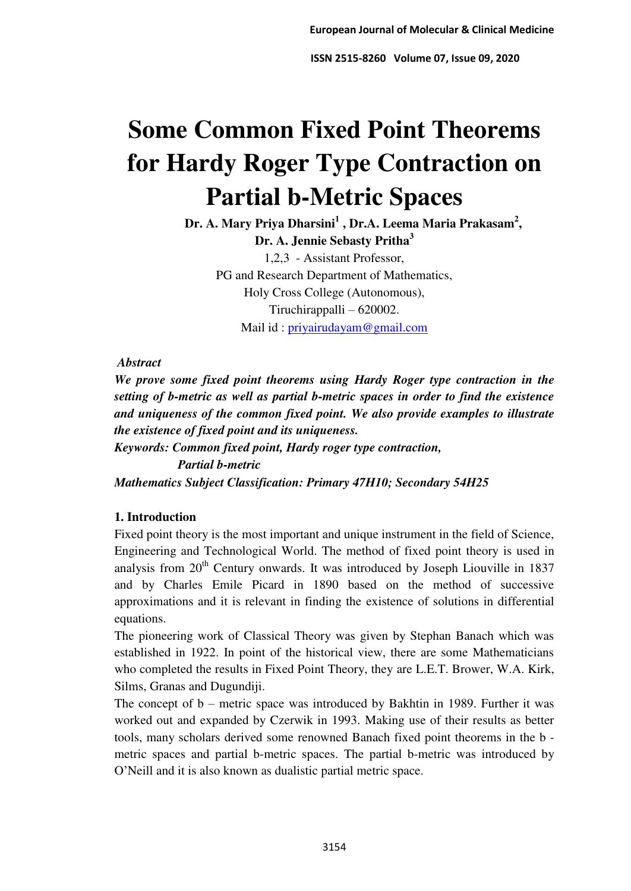# Some Common Fixed Point Theorems for Hardy Roger Type Contraction on Partial b-Metric Spaces

**Dr. A. Mary Priya Dharsini[1] , Dr.A. Leema Maria Prakasam[2], Dr. A. Jennie Sebasty Pritha[3]**

1,2,3 - Assistant Professor,
PG and Research Department of Mathematics,
Holy Cross College (Autonomous),
Tiruchirappalli – 620002.
Mail id : priyairudayam@gmail.com

***Abstract***

***We prove some fixed point theorems using Hardy Roger type contraction in the setting of b-metric as well as partial b-metric spaces in order to find the existence and uniqueness of the common fixed point. We also provide examples to illustrate the existence of fixed point and its uniqueness.***

***Keywords: Common fixed point, Hardy roger type contraction, Partial b-metric***

***Mathematics Subject Classification: Primary 47H10; Secondary 54H25***

## 1. Introduction

Fixed point theory is the most important and unique instrument in the field of Science, Engineering and Technological World. The method of fixed point theory is used in analysis from 20th Century onwards. It was introduced by Joseph Liouville in 1837 and by Charles Emile Picard in 1890 based on the method of successive approximations and it is relevant in finding the existence of solutions in differential equations.

The pioneering work of Classical Theory was given by Stephan Banach which was established in 1922. In point of the historical view, there are some Mathematicians who completed the results in Fixed Point Theory, they are L.E.T. Brower, W.A. Kirk, Silms, Granas and Dugundiji.

The concept of b – metric space was introduced by Bakhtin in 1989. Further it was worked out and expanded by Czerwik in 1993. Making use of their results as better tools, many scholars derived some renowned Banach fixed point theorems in the b - metric spaces and partial b-metric spaces. The partial b-metric was introduced by O'Neill and it is also known as dualistic partial metric space.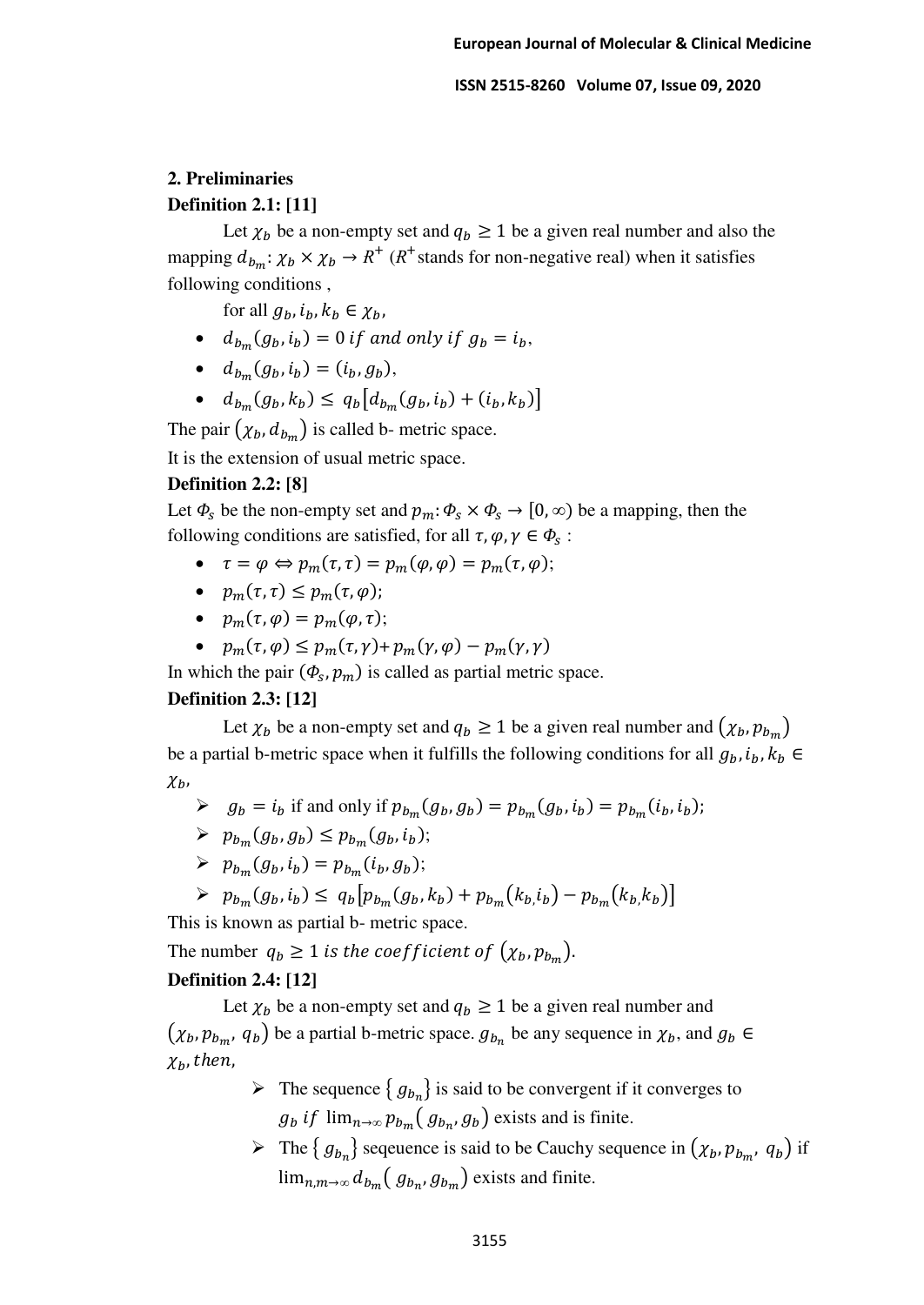## 2. Preliminaries

**Definition 2.1: [11]**

Let $\chi_b$ be a non-empty set and $q_b \geq 1$ be a given real number and also the mapping $d_{b_m}: \chi_b \times \chi_b \to R^+$ ($R^+$ stands for non-negative real) when it satisfies following conditions ,

for all $g_b, i_b, k_b \in \chi_b$,

- $d_{b_m}(g_b, i_b) = 0 \; if \; and \; only \; if \; g_b = i_b$,
- $d_{b_m}(g_b, i_b) = (i_b, g_b)$,
- $d_{b_m}(g_b, k_b) \leq q_b[d_{b_m}(g_b, i_b) + (i_b, k_b)]$

The pair $(\chi_b, d_{b_m})$ is called b- metric space.

It is the extension of usual metric space.

**Definition 2.2: [8]**

Let $\Phi_s$ be the non-empty set and $p_m: \Phi_s \times \Phi_s \to [0, \infty)$ be a mapping, then the following conditions are satisfied, for all $\tau, \varphi, \gamma \in \Phi_s$ :

- $\tau = \varphi \Leftrightarrow p_m(\tau, \tau) = p_m(\varphi, \varphi) = p_m(\tau, \varphi)$;
- $p_m(\tau, \tau) \leq p_m(\tau, \varphi)$;
- $p_m(\tau, \varphi) = p_m(\varphi, \tau)$;
- $p_m(\tau, \varphi) \leq p_m(\tau, \gamma) + p_m(\gamma, \varphi) - p_m(\gamma, \gamma)$

In which the pair $(\Phi_s, p_m)$ is called as partial metric space.

**Definition 2.3: [12]**

Let $\chi_b$ be a non-empty set and $q_b \geq 1$ be a given real number and $(\chi_b, p_{b_m})$ be a partial b-metric space when it fulfills the following conditions for all $g_b, i_b, k_b \in \chi_b$,

- $g_b = i_b$ if and only if $p_{b_m}(g_b, g_b) = p_{b_m}(g_b, i_b) = p_{b_m}(i_b, i_b)$;
- $p_{b_m}(g_b, g_b) \leq p_{b_m}(g_b, i_b)$;
- $p_{b_m}(g_b, i_b) = p_{b_m}(i_b, g_b)$;
- $p_{b_m}(g_b, i_b) \leq q_b[p_{b_m}(g_b, k_b) + p_{b_m}(k_b, i_b) - p_{b_m}(k_b, k_b)]$

This is known as partial b- metric space.

The number $q_b \geq 1$ *is the coefficient of* $(\chi_b, p_{b_m})$.

**Definition 2.4: [12]**

Let $\chi_b$ be a non-empty set and $q_b \geq 1$ be a given real number and $(\chi_b, p_{b_m}, q_b)$ be a partial b-metric space. $g_{b_n}$ be any sequence in $\chi_b$, and $g_b \in \chi_b$, *then,*

- The sequence $\{g_{b_n}\}$ is said to be convergent if it converges to $g_b$ *if* $\lim_{n\to\infty} p_{b_m}(g_{b_n}, g_b)$ exists and is finite.
- The $\{g_{b_n}\}$ seqeuence is said to be Cauchy sequence in $(\chi_b, p_{b_m}, q_b)$ if $\lim_{n,m\to\infty} d_{b_m}(g_{b_n}, g_{b_m})$ exists and finite.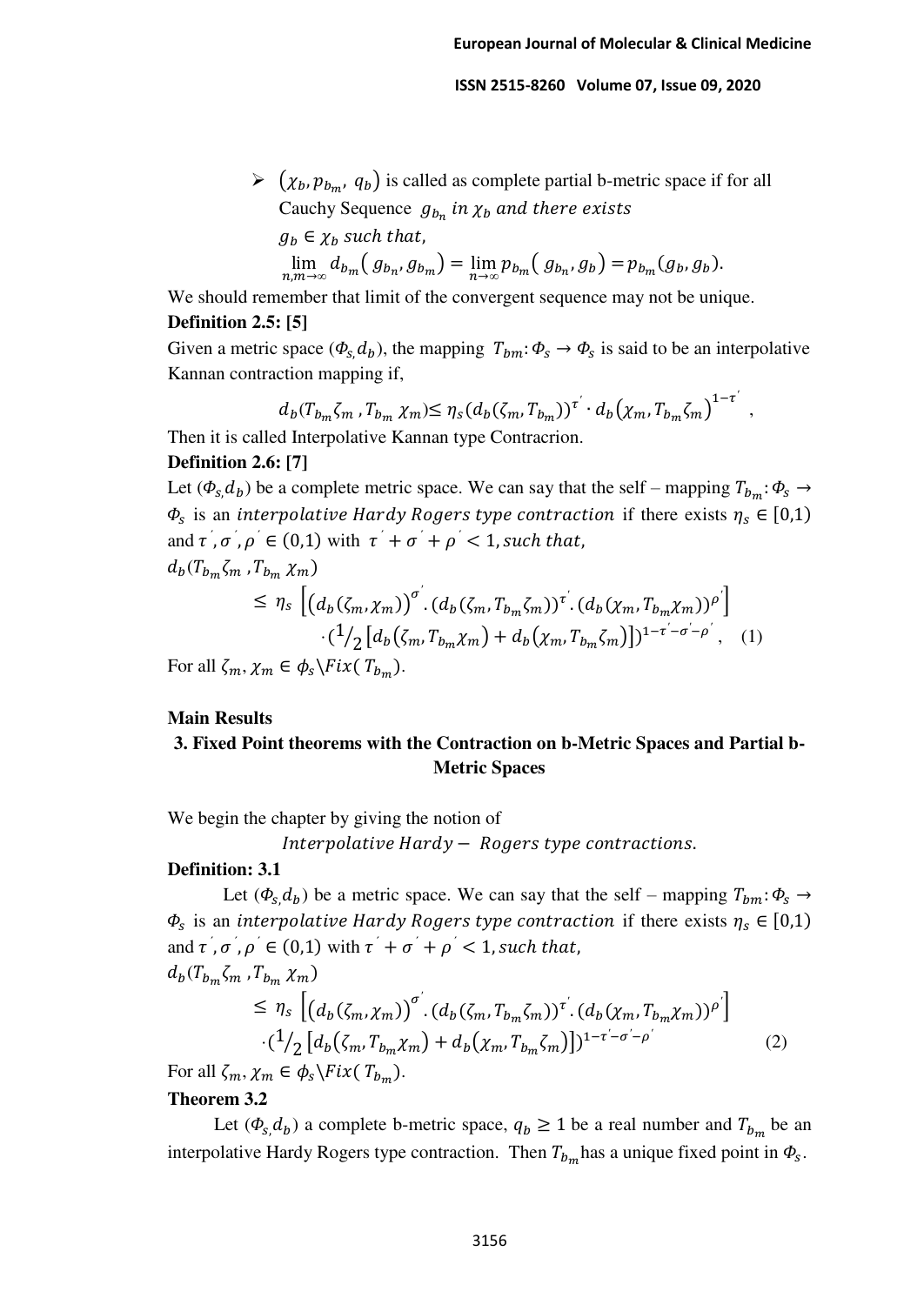- $(\chi_b, p_{b_m}, q_b)$ is called as complete partial b-metric space if for all Cauchy Sequence $g_{b_n}$ *in* $\chi_b$ *and there exists* $g_b \in \chi_b$ *such that,*

$$\lim_{n,m\to\infty} d_{b_m}(g_{b_n}, g_{b_m}) = \lim_{n\to\infty} p_{b_m}(g_{b_n}, g_b) = p_{b_m}(g_b, g_b).$$

We should remember that limit of the convergent sequence may not be unique.

**Definition 2.5: [5]**

Given a metric space $(\Phi_s, d_b)$, the mapping $T_{bm}: \Phi_s \to \Phi_s$ is said to be an interpolative Kannan contraction mapping if,

$$d_b(T_{b_m}\zeta_m, T_{b_m}\chi_m) \leq \eta_s (d_b(\zeta_m, T_{b_m}))^{\tau'} \cdot d_b(\chi_m, T_{b_m}\zeta_m)^{1-\tau'},$$

Then it is called Interpolative Kannan type Contracrion.

**Definition 2.6: [7]**

Let $(\Phi_s, d_b)$ be a complete metric space. We can say that the self – mapping $T_{b_m}: \Phi_s \to \Phi_s$ is an *interpolative Hardy Rogers type contraction* if there exists $\eta_s \in [0,1)$ and $\tau', \sigma', \rho' \in (0,1)$ with $\tau' + \sigma' + \rho' < 1$, *such that,*

$$d_b(T_{b_m}\zeta_m, T_{b_m}\chi_m) \leq \eta_s \left[ (d_b(\zeta_m, \chi_m))^{\sigma'} . (d_b(\zeta_m, T_{b_m}\zeta_m))^{\tau'} . (d_b(\chi_m, T_{b_m}\chi_m))^{\rho'} \right] \cdot \left(\tfrac{1}{2}\left[d_b(\zeta_m, T_{b_m}\chi_m) + d_b(\chi_m, T_{b_m}\zeta_m)\right]\right)^{1-\tau'-\sigma'-\rho'}, \quad (1)$$

For all $\zeta_m, \chi_m \in \phi_s \backslash Fix(T_{b_m})$.

**Main Results**

## 3. Fixed Point theorems with the Contraction on b-Metric Spaces and Partial b-Metric Spaces

We begin the chapter by giving the notion of

*Interpolative Hardy – Rogers type contractions.*

**Definition: 3.1**

Let $(\Phi_s, d_b)$ be a metric space. We can say that the self – mapping $T_{bm}: \Phi_s \to \Phi_s$ is an *interpolative Hardy Rogers type contraction* if there exists $\eta_s \in [0,1)$ and $\tau', \sigma', \rho' \in (0,1)$ with $\tau' + \sigma' + \rho' < 1$, *such that,*

$$d_b(T_{b_m}\zeta_m, T_{b_m}\chi_m) \leq \eta_s \left[ (d_b(\zeta_m, \chi_m))^{\sigma'} . (d_b(\zeta_m, T_{b_m}\zeta_m))^{\tau'} . (d_b(\chi_m, T_{b_m}\chi_m))^{\rho'} \right] \cdot \left(\tfrac{1}{2}\left[d_b(\zeta_m, T_{b_m}\chi_m) + d_b(\chi_m, T_{b_m}\zeta_m)\right]\right)^{1-\tau'-\sigma'-\rho'} \quad (2)$$

For all $\zeta_m, \chi_m \in \phi_s \backslash Fix(T_{b_m})$.

**Theorem 3.2**

Let $(\Phi_s, d_b)$ a complete b-metric space, $q_b \geq 1$ be a real number and $T_{b_m}$ be an interpolative Hardy Rogers type contraction. Then $T_{b_m}$ has a unique fixed point in $\Phi_s$.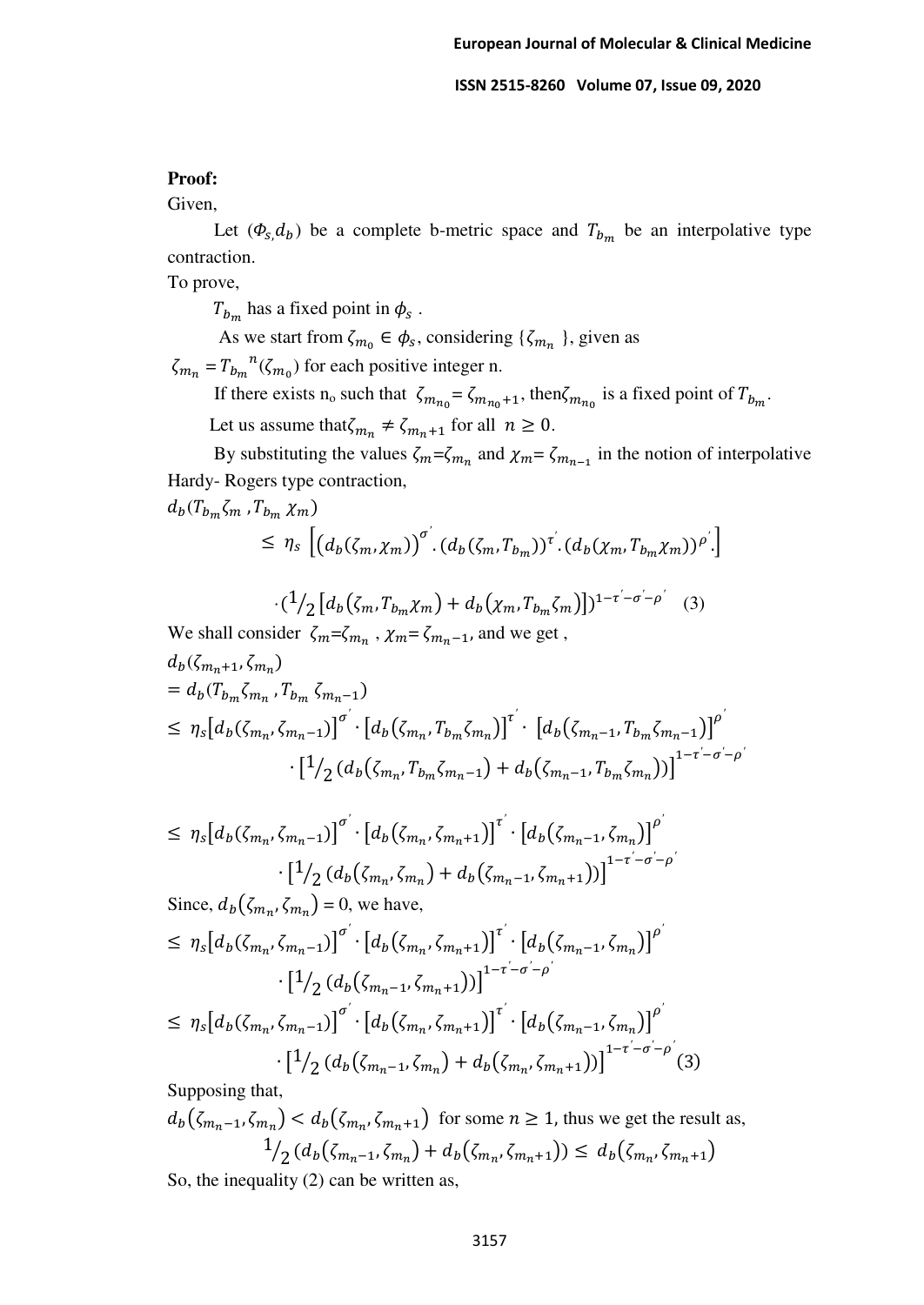**Proof:**

Given,

Let $(\Phi_s, d_b)$ be a complete b-metric space and $T_{b_m}$ be an interpolative type contraction.

To prove,

$T_{b_m}$ has a fixed point in $\phi_s$ .

As we start from $\zeta_{m_0} \in \phi_s$, considering $\{\zeta_{m_n}\}$, given as

$\zeta_{m_n} = {T_{b_m}}^n(\zeta_{m_0})$ for each positive integer n.

If there exists $n_o$ such that $\zeta_{m_{n_0}} = \zeta_{m_{n_0}+1}$, then $\zeta_{m_{n_0}}$ is a fixed point of $T_{b_m}$.

Let us assume that $\zeta_{m_n} \neq \zeta_{m_n+1}$ for all $n \geq 0$.

By substituting the values $\zeta_m = \zeta_{m_n}$ and $\chi_m = \zeta_{m_{n-1}}$ in the notion of interpolative Hardy- Rogers type contraction,

$$d_b(T_{b_m}\zeta_m , T_{b_m}\chi_m)$$

$$\leq \eta_s \left[\left(d_b(\zeta_m, \chi_m)\right)^{\sigma'} . (d_b(\zeta_m, T_{b_m}))^{\tau'} . (d_b(\chi_m, T_{b_m}\chi_m))^{\rho'} .\right]$$

$$\cdot (1/_2 \left[d_b(\zeta_m, T_{b_m}\chi_m) + d_b(\chi_m, T_{b_m}\zeta_m)\right])^{1-\tau'-\sigma'-\rho'} \quad (3)$$

We shall consider $\zeta_m = \zeta_{m_n}$ , $\chi_m = \zeta_{m_n-1}$, and we get ,

$$d_b(\zeta_{m_n+1}, \zeta_{m_n})$$

$$= d_b(T_{b_m}\zeta_{m_n} , T_{b_m}\zeta_{m_n-1})$$

$$\leq \eta_s\left[d_b(\zeta_{m_n}, \zeta_{m_n-1})\right]^{\sigma'} \cdot \left[d_b(\zeta_{m_n}, T_{b_m}\zeta_{m_n})\right]^{\tau'} \cdot \left[d_b(\zeta_{m_n-1}, T_{b_m}\zeta_{m_n-1})\right]^{\rho'}$$

$$\cdot \left[1/_2 \left(d_b(\zeta_{m_n}, T_{b_m}\zeta_{m_n-1}) + d_b(\zeta_{m_n-1}, T_{b_m}\zeta_{m_n})\right)\right]^{1-\tau'-\sigma'-\rho'}$$

$$\leq \eta_s\left[d_b(\zeta_{m_n}, \zeta_{m_n-1})\right]^{\sigma'} \cdot \left[d_b(\zeta_{m_n}, \zeta_{m_n+1})\right]^{\tau'} \cdot \left[d_b(\zeta_{m_n-1}, \zeta_{m_n})\right]^{\rho'}$$

$$\cdot \left[1/_2 \left(d_b(\zeta_{m_n}, \zeta_{m_n}) + d_b(\zeta_{m_n-1}, \zeta_{m_n+1})\right)\right]^{1-\tau'-\sigma'-\rho'}$$

Since, $d_b(\zeta_{m_n}, \zeta_{m_n}) = 0$, we have,

$$\leq \eta_s\left[d_b(\zeta_{m_n}, \zeta_{m_n-1})\right]^{\sigma'} \cdot \left[d_b(\zeta_{m_n}, \zeta_{m_n+1})\right]^{\tau'} \cdot \left[d_b(\zeta_{m_n-1}, \zeta_{m_n})\right]^{\rho'}$$

$$\cdot \left[1/_2 \left(d_b(\zeta_{m_n-1}, \zeta_{m_n+1})\right)\right]^{1-\tau'-\sigma'-\rho'}$$

$$\leq \eta_s\left[d_b(\zeta_{m_n}, \zeta_{m_n-1})\right]^{\sigma'} \cdot \left[d_b(\zeta_{m_n}, \zeta_{m_n+1})\right]^{\tau'} \cdot \left[d_b(\zeta_{m_n-1}, \zeta_{m_n})\right]^{\rho'}$$

$$\cdot \left[1/_2 \left(d_b(\zeta_{m_n-1}, \zeta_{m_n}) + d_b(\zeta_{m_n}, \zeta_{m_n+1})\right)\right]^{1-\tau'-\sigma'-\rho'} (3)$$

Supposing that,

$d_b(\zeta_{m_n-1}, \zeta_{m_n}) < d_b(\zeta_{m_n}, \zeta_{m_n+1})$ for some $n \geq 1$, thus we get the result as,

$$1/_2 \left(d_b(\zeta_{m_n-1}, \zeta_{m_n}) + d_b(\zeta_{m_n}, \zeta_{m_n+1})\right) \leq d_b(\zeta_{m_n}, \zeta_{m_n+1})$$

So, the inequality (2) can be written as,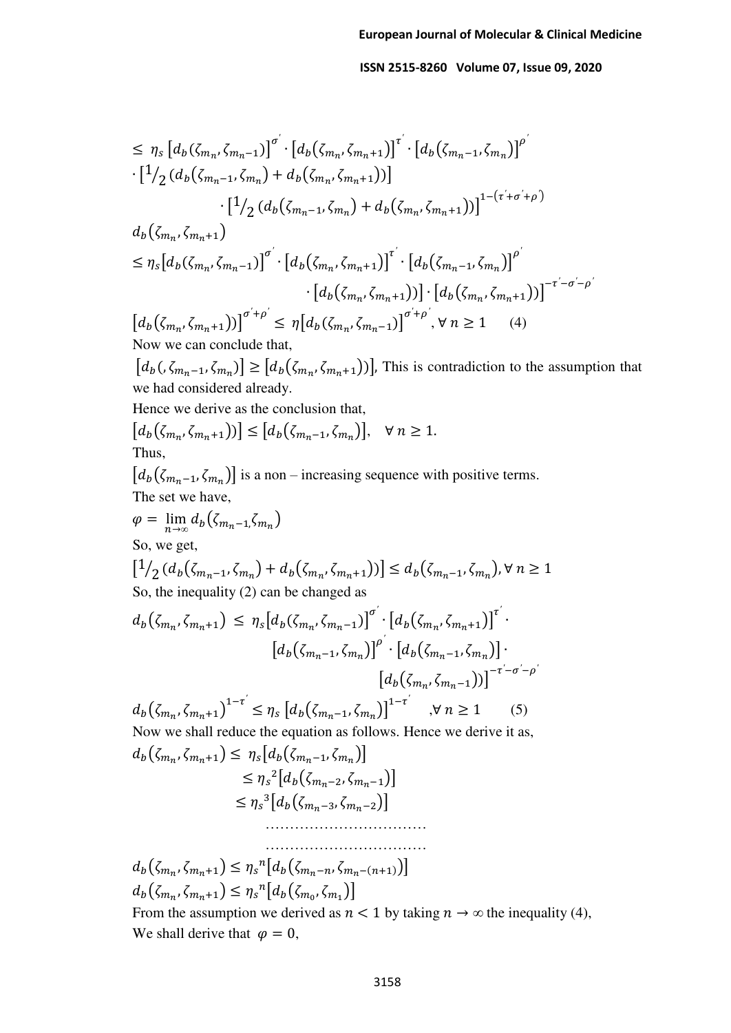$$\leq \eta_s \left[d_b(\zeta_{m_n}, \zeta_{m_n-1})\right]^{\sigma'} \cdot \left[d_b(\zeta_{m_n}, \zeta_{m_n+1})\right]^{\tau'} \cdot \left[d_b(\zeta_{m_n-1}, \zeta_{m_n})\right]^{\rho'}$$
$$\cdot \left[{}^{1}/_{2}\left(d_b(\zeta_{m_n-1}, \zeta_{m_n}) + d_b(\zeta_{m_n}, \zeta_{m_n+1})\right)\right]$$
$$\cdot \left[{}^{1}/_{2}\left(d_b(\zeta_{m_n-1}, \zeta_{m_n}) + d_b(\zeta_{m_n}, \zeta_{m_n+1})\right)\right]^{1-(\tau'+\sigma'+\rho')}$$

$$d_b(\zeta_{m_n}, \zeta_{m_n+1})$$
$$\leq \eta_s\left[d_b(\zeta_{m_n}, \zeta_{m_n-1})\right]^{\sigma'} \cdot \left[d_b(\zeta_{m_n}, \zeta_{m_n+1})\right]^{\tau'} \cdot \left[d_b(\zeta_{m_n-1}, \zeta_{m_n})\right]^{\rho'}$$
$$\cdot \left[d_b(\zeta_{m_n}, \zeta_{m_n+1}))\right] \cdot \left[d_b(\zeta_{m_n}, \zeta_{m_n+1}))\right]^{-\tau'-\sigma'-\rho'}$$

$$\left[d_b(\zeta_{m_n}, \zeta_{m_n+1}))\right]^{\sigma'+\rho'} \leq \eta\left[d_b(\zeta_{m_n}, \zeta_{m_n-1})\right]^{\sigma'+\rho'}, \forall\, n \geq 1 \qquad (4)$$

Now we can conclude that,

$\left[d_b(, \zeta_{m_n-1}, \zeta_{m_n})\right] \geq \left[d_b(\zeta_{m_n}, \zeta_{m_n+1}))\right]$, This is contradiction to the assumption that we had considered already.

Hence we derive as the conclusion that,

$$\left[d_b(\zeta_{m_n}, \zeta_{m_n+1}))\right] \leq \left[d_b(\zeta_{m_n-1}, \zeta_{m_n})\right], \quad \forall\, n \geq 1.$$

Thus,

$\left[d_b(\zeta_{m_n-1}, \zeta_{m_n})\right]$ is a non – increasing sequence with positive terms.

The set we have,

$$\varphi = \lim_{n\to\infty} d_b(\zeta_{m_n-1,}\zeta_{m_n})$$

So, we get,

$$\left[{}^{1}/_{2}\left(d_b(\zeta_{m_n-1}, \zeta_{m_n}) + d_b(\zeta_{m_n}, \zeta_{m_n+1})\right)\right] \leq d_b(\zeta_{m_n-1}, \zeta_{m_n}), \forall\, n \geq 1$$

So, the inequality (2) can be changed as

$$d_b(\zeta_{m_n}, \zeta_{m_n+1}) \leq \eta_s\left[d_b(\zeta_{m_n}, \zeta_{m_n-1})\right]^{\sigma'} \cdot \left[d_b(\zeta_{m_n}, \zeta_{m_n+1})\right]^{\tau'} \cdot$$
$$\left[d_b(\zeta_{m_n-1}, \zeta_{m_n})\right]^{\rho'} \cdot \left[d_b(\zeta_{m_n-1}, \zeta_{m_n})\right] \cdot$$
$$\left[d_b(\zeta_{m_n}, \zeta_{m_n-1}))\right]^{-\tau'-\sigma'-\rho'}$$

$$d_b(\zeta_{m_n}, \zeta_{m_n+1})^{1-\tau'} \leq \eta_s \left[d_b(\zeta_{m_n-1}, \zeta_{m_n})\right]^{1-\tau'} \quad ,\forall\, n \geq 1 \qquad (5)$$

Now we shall reduce the equation as follows. Hence we derive it as,

$$d_b(\zeta_{m_n}, \zeta_{m_n+1}) \leq \eta_s\left[d_b(\zeta_{m_n-1}, \zeta_{m_n})\right]$$
$$\leq \eta_s{}^2\left[d_b(\zeta_{m_n-2}, \zeta_{m_n-1})\right]$$
$$\leq \eta_s{}^3\left[d_b(\zeta_{m_n-3}, \zeta_{m_n-2})\right]$$
$$\ldots\ldots\ldots\ldots\ldots\ldots\ldots\ldots\ldots$$
$$\ldots\ldots\ldots\ldots\ldots\ldots\ldots\ldots\ldots$$

$$d_b(\zeta_{m_n}, \zeta_{m_n+1}) \leq \eta_s{}^n\left[d_b(\zeta_{m_n-n}, \zeta_{m_n-(n+1)})\right]$$
$$d_b(\zeta_{m_n}, \zeta_{m_n+1}) \leq \eta_s{}^n\left[d_b(\zeta_{m_0}, \zeta_{m_1})\right]$$

From the assumption we derived as $n < 1$ by taking $n \to \infty$ the inequality (4),

We shall derive that $\varphi = 0$,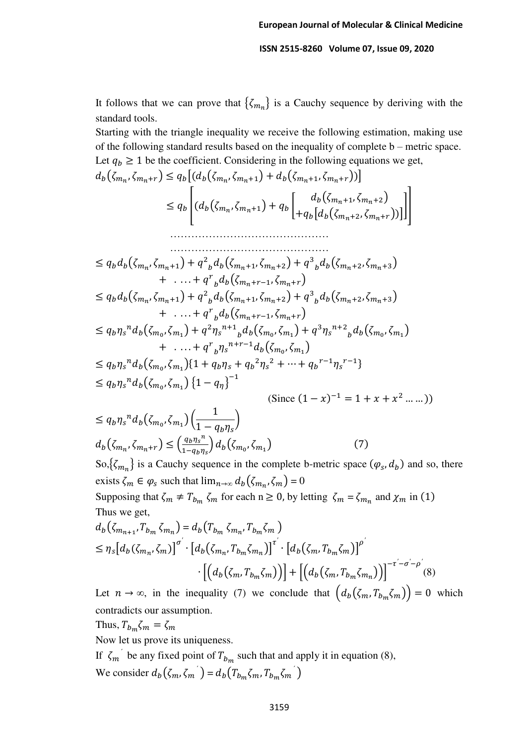It follows that we can prove that $\{\zeta_{m_n}\}$ is a Cauchy sequence by deriving with the standard tools.

Starting with the triangle inequality we receive the following estimation, making use of the following standard results based on the inequality of complete b – metric space.

Let $q_b \geq 1$ be the coefficient. Considering in the following equations we get,

$$d_b(\zeta_{m_n}, \zeta_{m_n+r}) \leq q_b\left[(d_b(\zeta_{m_n}, \zeta_{m_n+1}) + d_b(\zeta_{m_n+1}, \zeta_{m_n+r}))\right]$$

$$\leq q_b\left[(d_b(\zeta_{m_n}, \zeta_{m_n+1}) + q_b\left[\begin{array}{c} d_b(\zeta_{m_n+1}, \zeta_{m_n+2}) \\ +q_b[d_b(\zeta_{m_n+2}, \zeta_{m_n+r}))] \end{array}\right]\right]$$

$$\ldots\ldots\ldots\ldots\ldots\ldots\ldots\ldots\ldots\ldots\ldots\ldots\ldots\ldots$$

$$\ldots\ldots\ldots\ldots\ldots\ldots\ldots\ldots\ldots\ldots\ldots\ldots\ldots\ldots$$

$$\leq q_b d_b(\zeta_{m_n}, \zeta_{m_n+1}) + q^2{}_b d_b(\zeta_{m_n+1}, \zeta_{m_n+2}) + q^3{}_b d_b(\zeta_{m_n+2}, \zeta_{m_n+3}) + \ \ldots + q^r{}_b d_b(\zeta_{m_n+r-1}, \zeta_{m_n+r})$$

$$\leq q_b d_b(\zeta_{m_n}, \zeta_{m_n+1}) + q^2{}_b d_b(\zeta_{m_n+1}, \zeta_{m_n+2}) + q^3{}_b d_b(\zeta_{m_n+2}, \zeta_{m_n+3}) + \ \ldots + q^r{}_b d_b(\zeta_{m_n+r-1}, \zeta_{m_n+r})$$

$$\leq q_b \eta_s{}^n d_b(\zeta_{m_0}, \zeta_{m_1}) + q^2 \eta_s{}^{n+1}{}_b d_b(\zeta_{m_0}, \zeta_{m_1}) + q^3 \eta_s{}^{n+2}{}_b d_b(\zeta_{m_0}, \zeta_{m_1}) + \ \ldots + q^r{}_b \eta_s{}^{n+r-1} d_b(\zeta_{m_0}, \zeta_{m_1})$$

$$\leq q_b \eta_s{}^n d_b(\zeta_{m_0}, \zeta_{m_1})\{1 + q_b \eta_s + q_b{}^2 \eta_s{}^2 + \cdots + q_b{}^{r-1} \eta_s{}^{r-1}\}$$

$$\leq q_b \eta_s{}^n d_b(\zeta_{m_0}, \zeta_{m_1})\{1 - q_\eta\}^{-1}$$

$$(\text{Since } (1-x)^{-1} = 1 + x + x^2 \ldots\ldots))$$

$$\leq q_b \eta_s{}^n d_b(\zeta_{m_0}, \zeta_{m_1})\left(\frac{1}{1 - q_b \eta_s}\right)$$

$$d_b(\zeta_{m_n}, \zeta_{m_n+r}) \leq \left(\frac{q_b \eta_s{}^n}{1 - q_b \eta_s}\right) d_b(\zeta_{m_0}, \zeta_{m_1}) \qquad (7)$$

So, $\{\zeta_{m_n}\}$ is a Cauchy sequence in the complete b-metric space $(\varphi_s, d_b)$ and so, there exists $\zeta_m \in \varphi_s$ such that $\lim_{n\to\infty} d_b(\zeta_{m_n}, \zeta_m) = 0$

Supposing that $\zeta_m \neq T_{b_m}\ \zeta_m$ for each $n \geq 0$, by letting $\zeta_m = \zeta_{m_n}$ and $\chi_m$ in (1)

Thus we get,

$$d_b(\zeta_{m_{n+1}}, T_{b_m}\zeta_{m_n}) = d_b(T_{b_m}\ \zeta_{m_n}, T_{b_m}\zeta_m\ )$$

$$\leq \eta_s[d_b(\zeta_{m_n}, \zeta_m)]^{\sigma'} \cdot [d_b(\zeta_{m_n}, T_{b_m}\zeta_{m_n})]^{\tau'} \cdot [d_b(\zeta_m, T_{b_m}\zeta_m)]^{\rho'} \cdot \left[\left(d_b(\zeta_m, T_{b_m}\zeta_m)\right)\right] + \left[\left(d_b(\zeta_m, T_{b_m}\zeta_{m_n})\right)\right]^{-\tau'-\sigma'-\rho'} \ (8)$$

Let $n \to \infty$, in the inequality (7) we conclude that $\left(d_b(\zeta_m, T_{b_m}\zeta_m)\right) = 0$ which contradicts our assumption.

Thus, $T_{b_m}\zeta_m = \zeta_m$

Now let us prove its uniqueness.

If $\zeta_m{}'$ be any fixed point of $T_{b_m}$ such that and apply it in equation (8),

We consider $d_b(\zeta_m, \zeta_m{}') = d_b(T_{b_m}\zeta_m, T_{b_m}\zeta_m{}')$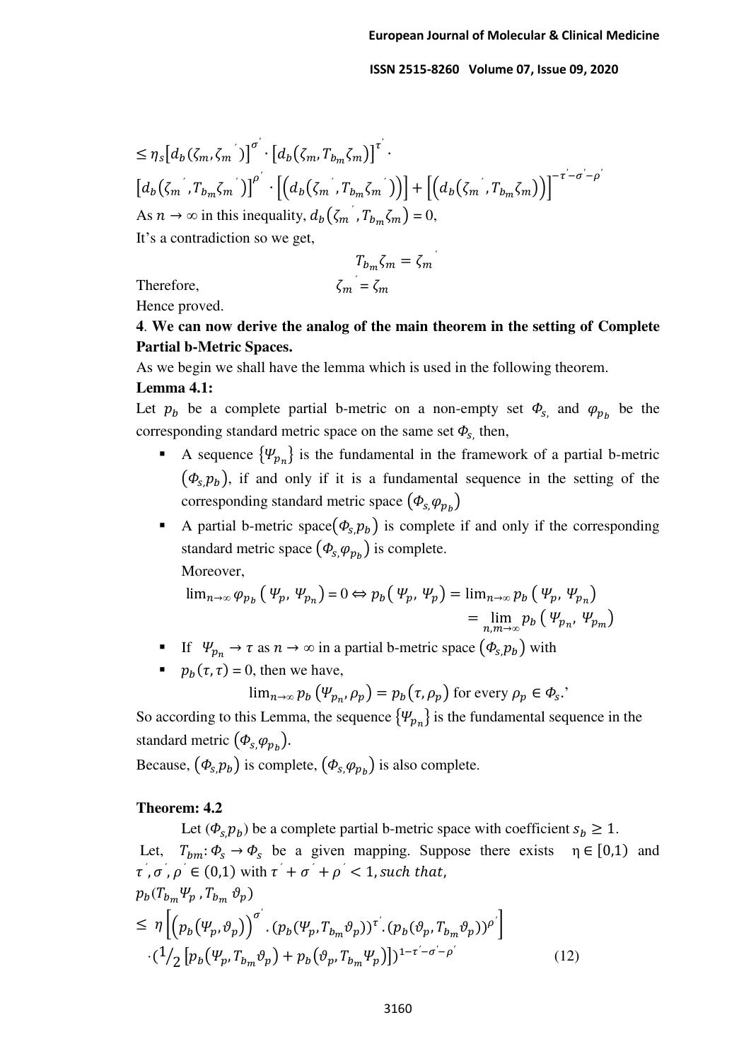$$\leq \eta_s\left[d_b(\zeta_m, \zeta_m{}')\right]^{\sigma'} \cdot \left[d_b(\zeta_m, T_{b_m}\zeta_m)\right]^{\tau'} \cdot$$

$$\left[d_b(\zeta_m{}', T_{b_m}\zeta_m{}')\right]^{\rho'} \cdot \left[\left(d_b(\zeta_m{}', T_{b_m}\zeta_m{}')\right)\right] + \left[\left(d_b(\zeta_m{}', T_{b_m}\zeta_m)\right)\right]^{-\tau'-\sigma'-\rho'}$$

As $n \to \infty$ in this inequality, $d_b(\zeta_m{}', T_{b_m}\zeta_m) = 0$,

It's a contradiction so we get,

$$T_{b_m}\zeta_m = \zeta_m{}'$$

Therefore, $\zeta_m{}' = \zeta_m$

Hence proved.

**4**. **We can now derive the analog of the main theorem in the setting of Complete Partial b-Metric Spaces.**

As we begin we shall have the lemma which is used in the following theorem.

**Lemma 4.1:**

Let $p_b$ be a complete partial b-metric on a non-empty set $\Phi_s$, and $\varphi_{p_b}$ be the corresponding standard metric space on the same set $\Phi_s$, then,

- A sequence $\{\Psi_{p_n}\}$ is the fundamental in the framework of a partial b-metric $(\Phi_s, p_b)$, if and only if it is a fundamental sequence in the setting of the corresponding standard metric space $(\Phi_s, \varphi_{p_b})$
- A partial b-metric space $(\Phi_s, p_b)$ is complete if and only if the corresponding standard metric space $(\Phi_s, \varphi_{p_b})$ is complete.

  Moreover,

  $$\lim_{n\to\infty} \varphi_{p_b}(\Psi_p, \Psi_{p_n}) = 0 \Leftrightarrow p_b(\Psi_p, \Psi_p) = \lim_{n\to\infty} p_b(\Psi_p, \Psi_{p_n}) = \lim_{n,m\to\infty} p_b(\Psi_{p_n}, \Psi_{p_m})$$

- If $\Psi_{p_n} \to \tau$ as $n \to \infty$ in a partial b-metric space $(\Phi_s, p_b)$ with
- $p_b(\tau, \tau) = 0$, then we have,

  $$\lim_{n\to\infty} p_b(\Psi_{p_n}, \rho_p) = p_b(\tau, \rho_p) \text{ for every } \rho_p \in \Phi_s.\text{'}$$

So according to this Lemma, the sequence $\{\Psi_{p_n}\}$ is the fundamental sequence in the standard metric $(\Phi_s, \varphi_{p_b})$.

Because, $(\Phi_s, p_b)$ is complete, $(\Phi_s, \varphi_{p_b})$ is also complete.

**Theorem: 4.2**

Let $(\Phi_s, p_b)$ be a complete partial b-metric space with coefficient $s_b \geq 1$.

Let, $T_{bm}: \Phi_s \to \Phi_s$ be a given mapping. Suppose there exists $\eta \in [0,1)$ and $\tau', \sigma', \rho' \in (0,1)$ with $\tau' + \sigma' + \rho' < 1$, *such that*,

$$p_b(T_{b_m}\Psi_p, T_{b_m}\vartheta_p)$$

$$\leq \eta\left[\left(p_b(\Psi_p, \vartheta_p)\right)^{\sigma'} \cdot (p_b(\Psi_p, T_{b_m}\vartheta_p))^{\tau'} \cdot (p_b(\vartheta_p, T_{b_m}\vartheta_p))^{\rho'}\right]$$

$$\cdot \left(\tfrac{1}{2}\left[p_b(\Psi_p, T_{b_m}\vartheta_p) + p_b(\vartheta_p, T_{b_m}\Psi_p)\right]\right)^{1-\tau'-\sigma'-\rho'} \tag{12}$$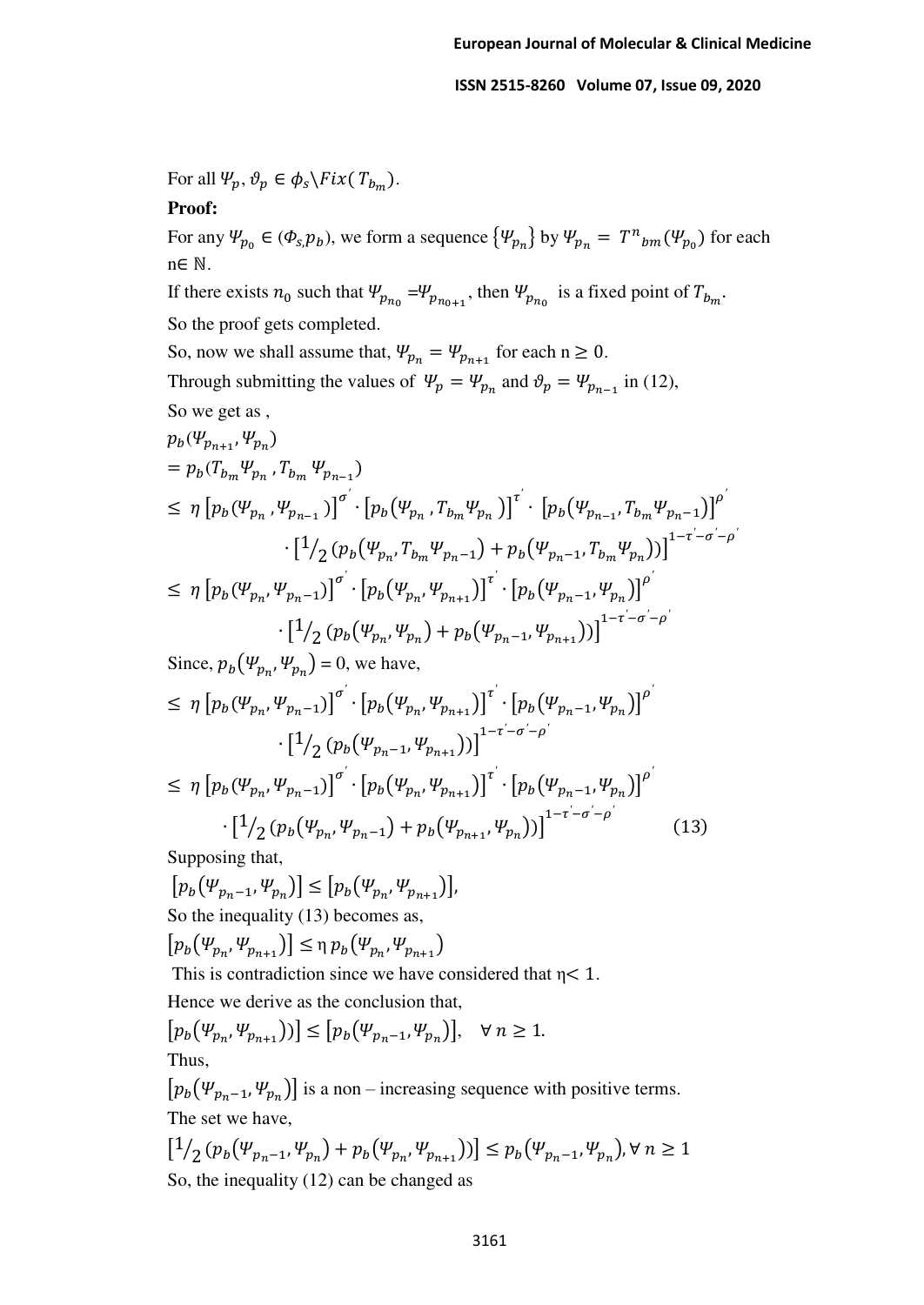For all $\Psi_p, \vartheta_p \in \phi_s \backslash Fix(T_{b_m})$.

**Proof:**

For any $\Psi_{p_0} \in (\Phi_s, p_b)$, we form a sequence $\{\Psi_{p_n}\}$ by $\Psi_{p_n} = T^n{}_{bm}(\Psi_{p_0})$ for each n$\in \mathbb{N}$.

If there exists $n_0$ such that $\Psi_{p_{n_0}} = \Psi_{p_{n_{0+1}}}$, then $\Psi_{p_{n_0}}$ is a fixed point of $T_{b_m}$.

So the proof gets completed.

So, now we shall assume that, $\Psi_{p_n} = \Psi_{p_{n+1}}$ for each $n \geq 0$.

Through submitting the values of $\Psi_p = \Psi_{p_n}$ and $\vartheta_p = \Psi_{p_{n-1}}$ in (12),

So we get as ,

$$
\begin{aligned}
& p_b(\Psi_{p_{n+1}}, \Psi_{p_n}) \\
&= p_b(T_{b_m}\Psi_{p_n}, T_{b_m}\Psi_{p_{n-1}}) \\
&\leq \eta \left[p_b(\Psi_{p_n}, \Psi_{p_{n-1}})\right]^{\sigma'} \cdot \left[p_b(\Psi_{p_n}, T_{b_m}\Psi_{p_n})\right]^{\tau'} \cdot \left[p_b(\Psi_{p_{n-1}}, T_{b_m}\Psi_{p_{n-1}})\right]^{\rho'} \\
&\qquad \cdot \left[1/_2\,(p_b(\Psi_{p_n}, T_{b_m}\Psi_{p_{n-1}}) + p_b(\Psi_{p_{n-1}}, T_{b_m}\Psi_{p_n}))\right]^{1-\tau'-\sigma'-\rho'} \\
&\leq \eta \left[p_b(\Psi_{p_n}, \Psi_{p_{n-1}})\right]^{\sigma'} \cdot \left[p_b(\Psi_{p_n}, \Psi_{p_{n+1}})\right]^{\tau'} \cdot \left[p_b(\Psi_{p_{n-1}}, \Psi_{p_n})\right]^{\rho'} \\
&\qquad \cdot \left[1/_2\,(p_b(\Psi_{p_n}, \Psi_{p_n}) + p_b(\Psi_{p_{n-1}}, \Psi_{p_{n+1}}))\right]^{1-\tau'-\sigma'-\rho'}
\end{aligned}
$$

Since, $p_b(\Psi_{p_n}, \Psi_{p_n}) = 0$, we have,

$$
\begin{aligned}
&\leq \eta \left[p_b(\Psi_{p_n}, \Psi_{p_{n-1}})\right]^{\sigma'} \cdot \left[p_b(\Psi_{p_n}, \Psi_{p_{n+1}})\right]^{\tau'} \cdot \left[p_b(\Psi_{p_{n-1}}, \Psi_{p_n})\right]^{\rho'} \\
&\qquad \cdot \left[1/_2\,(p_b(\Psi_{p_{n-1}}, \Psi_{p_{n+1}}))\right]^{1-\tau'-\sigma'-\rho'} \\
&\leq \eta \left[p_b(\Psi_{p_n}, \Psi_{p_{n-1}})\right]^{\sigma'} \cdot \left[p_b(\Psi_{p_n}, \Psi_{p_{n+1}})\right]^{\tau'} \cdot \left[p_b(\Psi_{p_{n-1}}, \Psi_{p_n})\right]^{\rho'} \\
&\qquad \cdot \left[1/_2\,(p_b(\Psi_{p_n}, \Psi_{p_{n-1}}) + p_b(\Psi_{p_{n+1}}, \Psi_{p_n}))\right]^{1-\tau'-\sigma'-\rho'} \qquad (13)
\end{aligned}
$$

Supposing that,

$\left[p_b(\Psi_{p_{n-1}}, \Psi_{p_n})\right] \leq \left[p_b(\Psi_{p_n}, \Psi_{p_{n+1}})\right]$,

So the inequality (13) becomes as,

$\left[p_b(\Psi_{p_n}, \Psi_{p_{n+1}})\right] \leq \eta\, p_b(\Psi_{p_n}, \Psi_{p_{n+1}})$

This is contradiction since we have considered that $\eta < 1$.

Hence we derive as the conclusion that,

$\left[p_b(\Psi_{p_n}, \Psi_{p_{n+1}}))\right] \leq \left[p_b(\Psi_{p_{n-1}}, \Psi_{p_n})\right], \quad \forall\, n \geq 1.$

Thus,

$\left[p_b(\Psi_{p_{n-1}}, \Psi_{p_n})\right]$ is a non – increasing sequence with positive terms.

The set we have,

$\left[1/_2\,(p_b(\Psi_{p_{n-1}}, \Psi_{p_n}) + p_b(\Psi_{p_n}, \Psi_{p_{n+1}}))\right] \leq p_b(\Psi_{p_{n-1}}, \Psi_{p_n}), \forall\, n \geq 1$

So, the inequality (12) can be changed as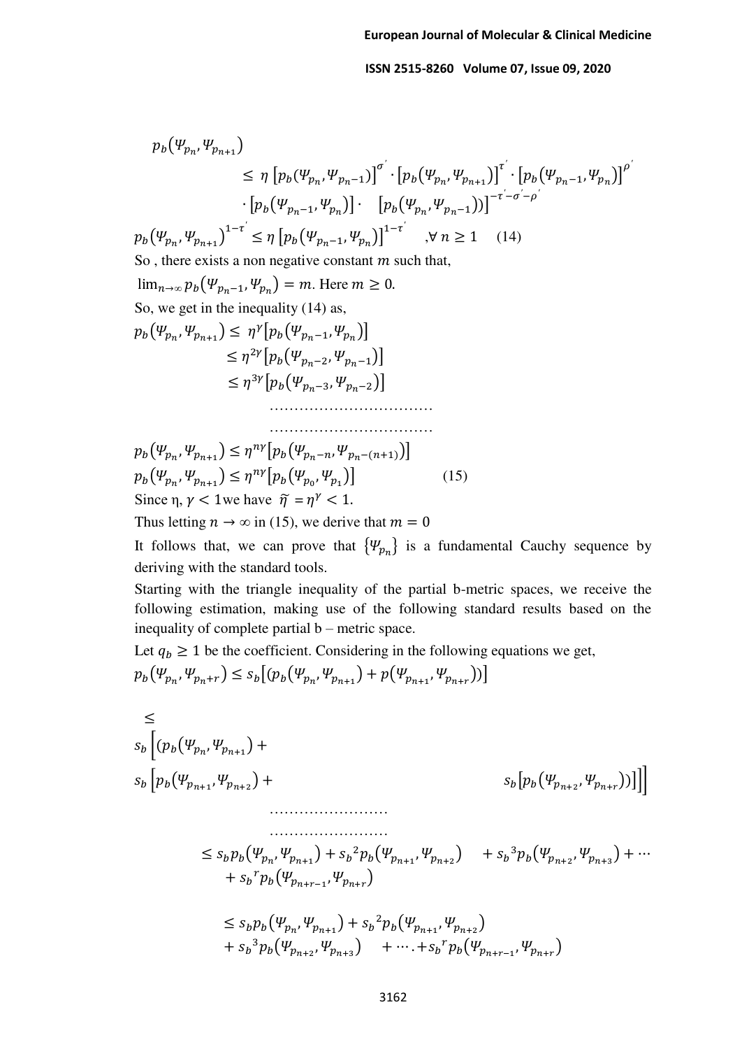$$
\begin{aligned}
p_b(\Psi_{p_n}, \Psi_{p_{n+1}}) \\
&\leq \eta \left[p_b(\Psi_{p_n}, \Psi_{p_{n-1}})\right]^{\sigma'} \cdot \left[p_b(\Psi_{p_n}, \Psi_{p_{n+1}})\right]^{\tau'} \cdot \left[p_b(\Psi_{p_{n-1}}, \Psi_{p_n})\right]^{\rho'} \\
&\quad \cdot \left[p_b(\Psi_{p_{n-1}}, \Psi_{p_n})\right] \cdot \quad \left[p_b(\Psi_{p_n}, \Psi_{p_{n-1}}))\right]^{-\tau'-\sigma'-\rho'}
\end{aligned}
$$

$$
p_b(\Psi_{p_n}, \Psi_{p_{n+1}})^{1-\tau'} \leq \eta \left[p_b(\Psi_{p_{n-1}}, \Psi_{p_n})\right]^{1-\tau'} \quad ,\forall\, n \geq 1 \quad (14)
$$

So , there exists a non negative constant $m$ such that,

$\lim_{n\to\infty} p_b(\Psi_{p_{n-1}}, \Psi_{p_n}) = m$. Here $m \geq 0$.

So, we get in the inequality (14) as,

$$
\begin{aligned}
p_b(\Psi_{p_n}, \Psi_{p_{n+1}}) &\leq \eta^{\gamma}\left[p_b(\Psi_{p_{n-1}}, \Psi_{p_n})\right] \\
&\leq \eta^{2\gamma}\left[p_b(\Psi_{p_{n-2}}, \Psi_{p_{n-1}})\right] \\
&\leq \eta^{3\gamma}\left[p_b(\Psi_{p_{n-3}}, \Psi_{p_{n-2}})\right] \\
&\quad \ldots\ldots\ldots\ldots\ldots\ldots\ldots\ldots \\
&\quad \ldots\ldots\ldots\ldots\ldots\ldots\ldots\ldots
\end{aligned}
$$

$$
p_b(\Psi_{p_n}, \Psi_{p_{n+1}}) \leq \eta^{n\gamma}\left[p_b(\Psi_{p_{n-n}}, \Psi_{p_{n-(n+1)}})\right]
$$

$$
p_b(\Psi_{p_n}, \Psi_{p_{n+1}}) \leq \eta^{n\gamma}\left[p_b(\Psi_{p_0}, \Psi_{p_1})\right] \qquad (15)
$$

Since η, $\gamma < 1$we have $\tilde{\eta} = \eta^{\gamma} < 1$.

Thus letting $n \to \infty$ in (15), we derive that $m = 0$

It follows that, we can prove that $\{\Psi_{p_n}\}$ is a fundamental Cauchy sequence by deriving with the standard tools.

Starting with the triangle inequality of the partial b-metric spaces, we receive the following estimation, making use of the following standard results based on the inequality of complete partial b – metric space.

Let $q_b \geq 1$ be the coefficient. Considering in the following equations we get,

$$
p_b(\Psi_{p_n}, \Psi_{p_{n+r}}) \leq s_b\left[(p_b(\Psi_{p_n}, \Psi_{p_{n+1}}) + p(\Psi_{p_{n+1}}, \Psi_{p_{n+r}}))\right]
$$

$$
\leq s_b\left[(p_b(\Psi_{p_n}, \Psi_{p_{n+1}}) + s_b\left[p_b(\Psi_{p_{n+1}}, \Psi_{p_{n+2}}) + s_b\left[p_b(\Psi_{p_{n+2}}, \Psi_{p_{n+r}}))\right]\right]\right]
$$

$$
\ldots\ldots\ldots\ldots\ldots\ldots
$$

$$
\ldots\ldots\ldots\ldots\ldots\ldots
$$

$$
\begin{aligned}
&\leq s_b p_b(\Psi_{p_n}, \Psi_{p_{n+1}}) + {s_b}^2 p_b(\Psi_{p_{n+1}}, \Psi_{p_{n+2}}) \quad + {s_b}^3 p_b(\Psi_{p_{n+2}}, \Psi_{p_{n+3}}) + \cdots \\
&\quad + {s_b}^r p_b(\Psi_{p_{n+r-1}}, \Psi_{p_{n+r}})
\end{aligned}
$$

$$
\begin{aligned}
&\leq s_b p_b(\Psi_{p_n}, \Psi_{p_{n+1}}) + {s_b}^2 p_b(\Psi_{p_{n+1}}, \Psi_{p_{n+2}}) \\
&\quad + {s_b}^3 p_b(\Psi_{p_{n+2}}, \Psi_{p_{n+3}}) \quad + \cdots . + {s_b}^r p_b(\Psi_{p_{n+r-1}}, \Psi_{p_{n+r}})
\end{aligned}
$$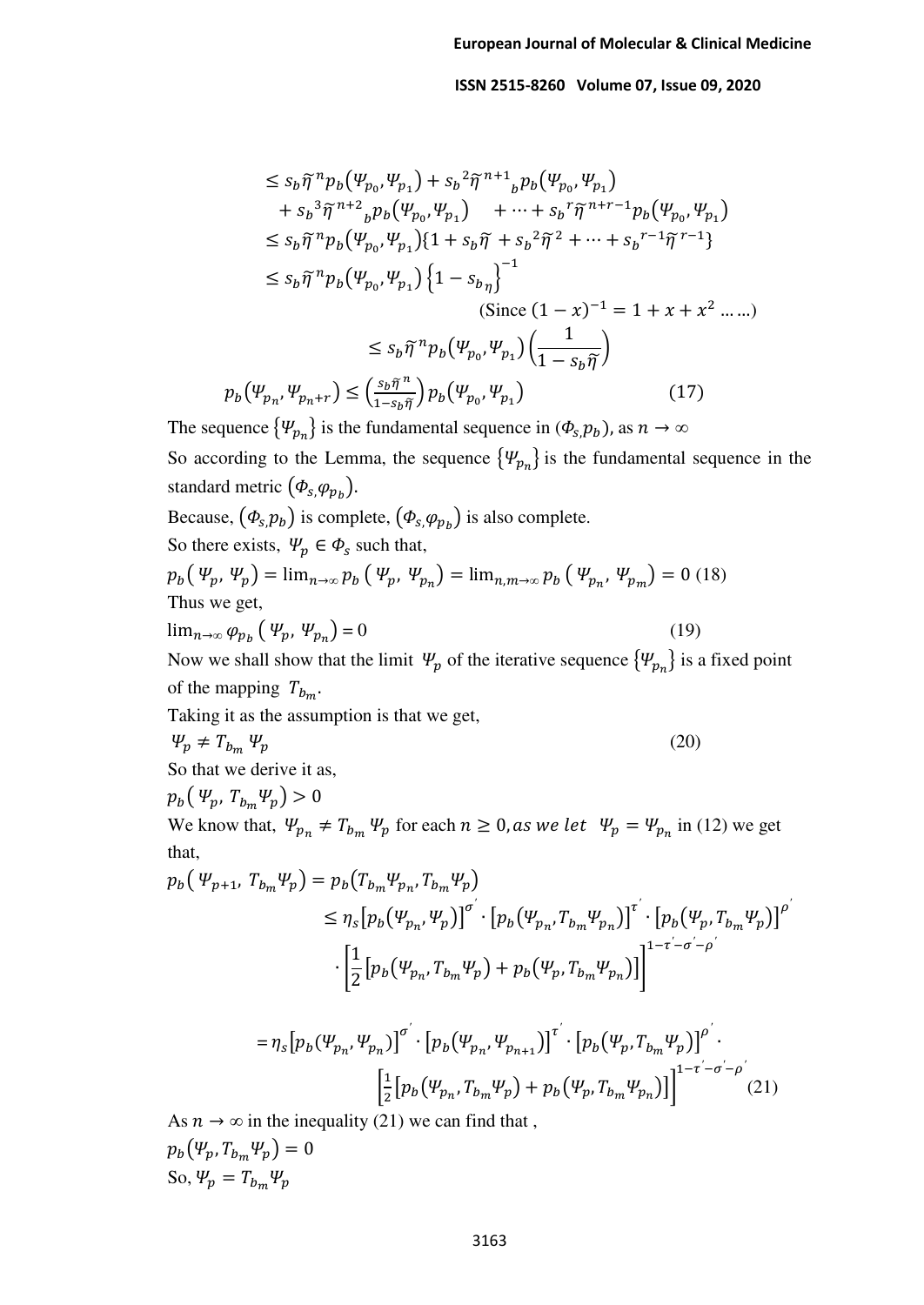$$\leq s_b \widetilde{\eta}^{\,n} p_b(\Psi_{p_0}, \Psi_{p_1}) + s_b{}^2 \widetilde{\eta}^{\,n+1}{}_b p_b(\Psi_{p_0}, \Psi_{p_1})$$
$$+ s_b{}^3 \widetilde{\eta}^{\,n+2}{}_b p_b(\Psi_{p_0}, \Psi_{p_1}) \quad + \cdots + s_b{}^r \widetilde{\eta}^{\,n+r-1} p_b(\Psi_{p_0}, \Psi_{p_1})$$
$$\leq s_b \widetilde{\eta}^{\,n} p_b(\Psi_{p_0}, \Psi_{p_1}) \{1 + s_b \widetilde{\eta} + s_b{}^2 \widetilde{\eta}^{\,2} + \cdots + s_b{}^{r-1} \widetilde{\eta}^{\,r-1}\}$$
$$\leq s_b \widetilde{\eta}^{\,n} p_b(\Psi_{p_0}, \Psi_{p_1}) \left\{1 - s_{b_\eta}\right\}^{-1}$$

(Since $(1-x)^{-1} = 1 + x + x^2 \ldots\ldots$)

$$\leq s_b \widetilde{\eta}^{\,n} p_b(\Psi_{p_0}, \Psi_{p_1}) \left(\frac{1}{1 - s_b \widetilde{\eta}}\right)$$

$$p_b(\Psi_{p_n}, \Psi_{p_n+r}) \leq \left(\frac{s_b \widetilde{\eta}^{\,n}}{1 - s_b \widetilde{\eta}}\right) p_b(\Psi_{p_0}, \Psi_{p_1}) \tag{17}$$

The sequence $\{\Psi_{p_n}\}$ is the fundamental sequence in $(\Phi_s, p_b)$, as $n \to \infty$

So according to the Lemma, the sequence $\{\Psi_{p_n}\}$ is the fundamental sequence in the standard metric $(\Phi_s, \varphi_{p_b})$.

Because, $(\Phi_s, p_b)$ is complete, $(\Phi_s, \varphi_{p_b})$ is also complete.

So there exists, $\Psi_p \in \Phi_s$ such that,

$$p_b(\Psi_p, \Psi_p) = \lim_{n\to\infty} p_b(\Psi_p, \Psi_{p_n}) = \lim_{n,m\to\infty} p_b(\Psi_{p_n}, \Psi_{p_m}) = 0 \tag{18}$$

Thus we get,

$$\lim_{n\to\infty} \varphi_{p_b}(\Psi_p, \Psi_{p_n}) = 0 \tag{19}$$

Now we shall show that the limit $\Psi_p$ of the iterative sequence $\{\Psi_{p_n}\}$ is a fixed point of the mapping $T_{b_m}$.

Taking it as the assumption is that we get,

$$\Psi_p \neq T_{b_m} \Psi_p \tag{20}$$

So that we derive it as,

$$p_b(\Psi_p, T_{b_m}\Psi_p) > 0$$

We know that, $\Psi_{p_n} \neq T_{b_m} \Psi_p$ for each $n \geq 0$, *as we let* $\Psi_p = \Psi_{p_n}$ in (12) we get that,

$$p_b(\Psi_{p+1}, T_{b_m}\Psi_p) = p_b(T_{b_m}\Psi_{p_n}, T_{b_m}\Psi_p)$$
$$\leq \eta_s \left[p_b(\Psi_{p_n}, \Psi_p)\right]^{\sigma'} \cdot \left[p_b(\Psi_{p_n}, T_{b_m}\Psi_{p_n})\right]^{\tau'} \cdot \left[p_b(\Psi_p, T_{b_m}\Psi_p)\right]^{\rho'}$$
$$\cdot \left[\frac{1}{2}\left[p_b(\Psi_{p_n}, T_{b_m}\Psi_p) + p_b(\Psi_p, T_{b_m}\Psi_{p_n})\right]\right]^{1-\tau'-\sigma'-\rho'}$$

$$= \eta_s \left[p_b(\Psi_{p_n}, \Psi_{p_n})\right]^{\sigma'} \cdot \left[p_b(\Psi_{p_n}, \Psi_{p_{n+1}})\right]^{\tau'} \cdot \left[p_b(\Psi_p, T_{b_m}\Psi_p)\right]^{\rho'} \cdot$$
$$\left[\frac{1}{2}\left[p_b(\Psi_{p_n}, T_{b_m}\Psi_p) + p_b(\Psi_p, T_{b_m}\Psi_{p_n})\right]\right]^{1-\tau'-\sigma'-\rho'} \tag{21}$$

As $n \to \infty$ in the inequality (21) we can find that ,

$$p_b(\Psi_p, T_{b_m}\Psi_p) = 0$$

So, $\Psi_p = T_{b_m}\Psi_p$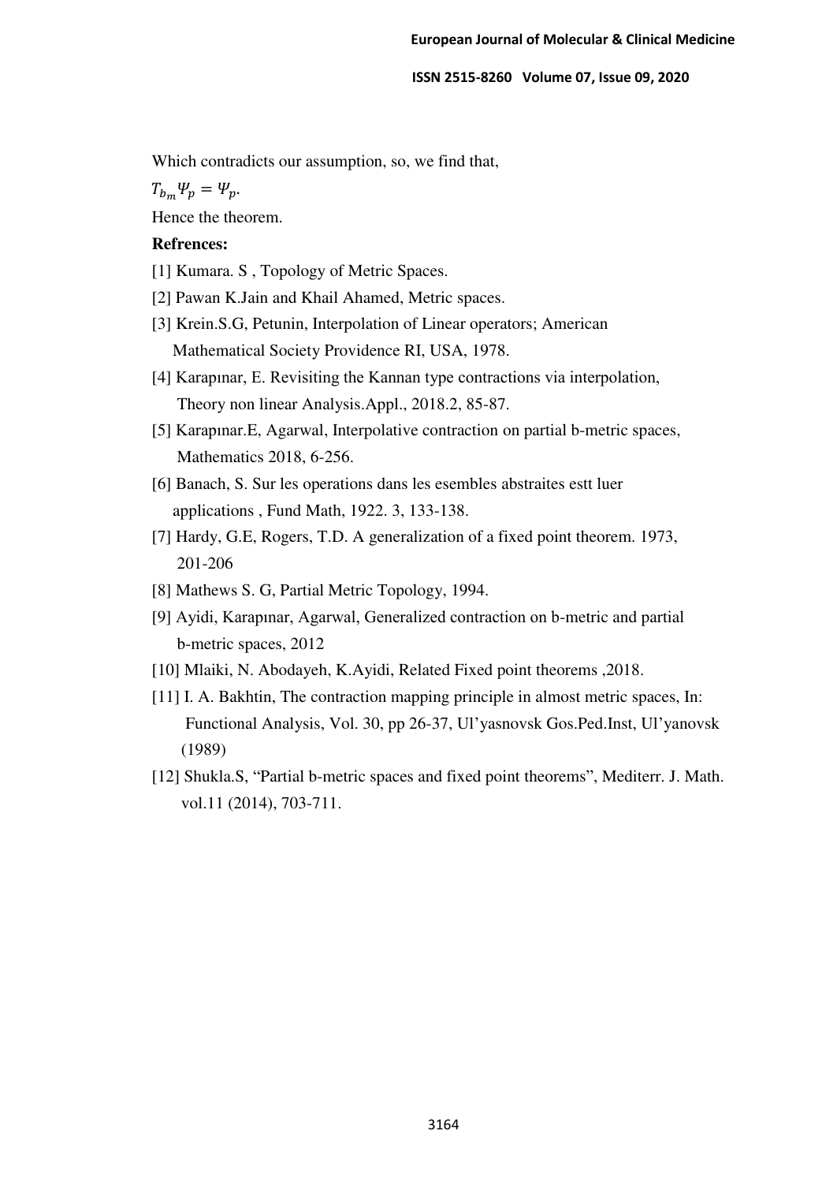Which contradicts our assumption, so, we find that,

$T_{b_m}\Psi_p = \Psi_p$.

Hence the theorem.

**Refrences:**

[1] Kumara. S , Topology of Metric Spaces.

[2] Pawan K.Jain and Khail Ahamed, Metric spaces.

[3] Krein.S.G, Petunin, Interpolation of Linear operators; American Mathematical Society Providence RI, USA, 1978.

[4] Karapınar, E. Revisiting the Kannan type contractions via interpolation, Theory non linear Analysis.Appl., 2018.2, 85-87.

[5] Karapınar.E, Agarwal, Interpolative contraction on partial b-metric spaces, Mathematics 2018, 6-256.

[6] Banach, S. Sur les operations dans les esembles abstraites estt luer applications , Fund Math, 1922. 3, 133-138.

[7] Hardy, G.E, Rogers, T.D. A generalization of a fixed point theorem. 1973, 201-206

[8] Mathews S. G, Partial Metric Topology, 1994.

[9] Ayidi, Karapınar, Agarwal, Generalized contraction on b-metric and partial b-metric spaces, 2012

[10] Mlaiki, N. Abodayeh, K.Ayidi, Related Fixed point theorems ,2018.

[11] I. A. Bakhtin, The contraction mapping principle in almost metric spaces, In: Functional Analysis, Vol. 30, pp 26-37, Ul'yasnovsk Gos.Ped.Inst, Ul'yanovsk (1989)

[12] Shukla.S, "Partial b-metric spaces and fixed point theorems", Mediterr. J. Math. vol.11 (2014), 703-711.